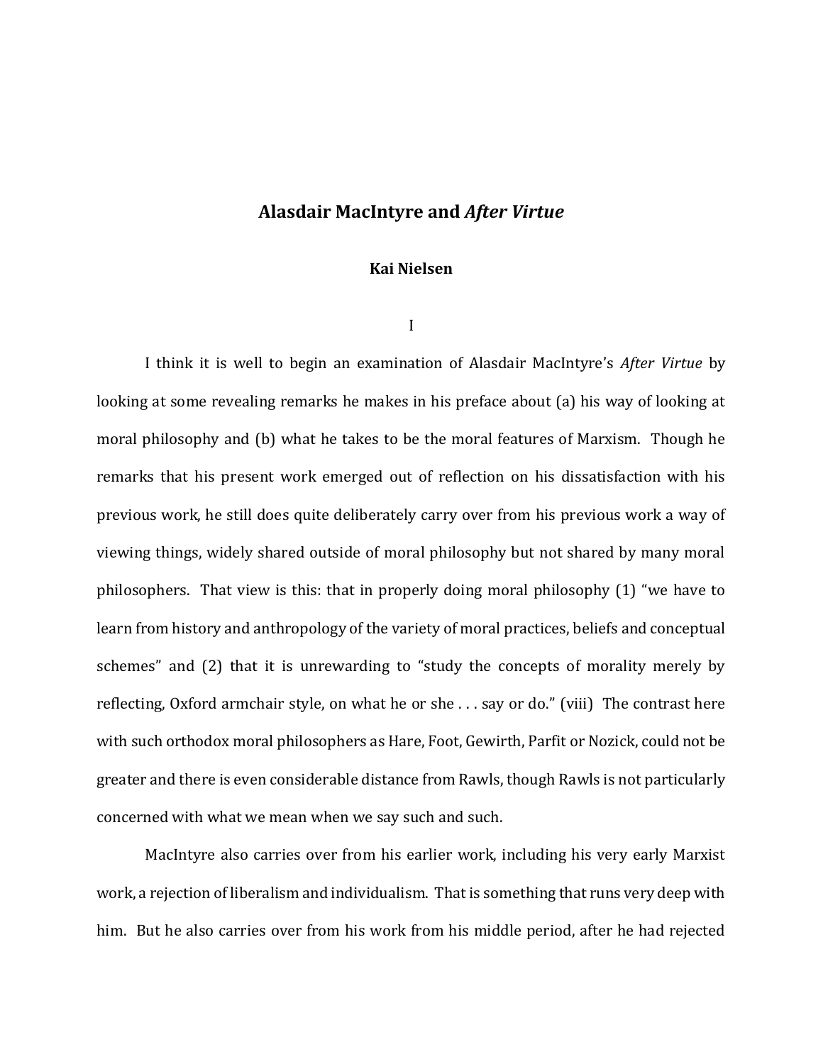# Alasdair MacIntyre and *After Virtue*

**Kai Nielsen**

I

I think it is well to begin an examination of Alasdair MacIntyre's *After Virtue* by looking at some revealing remarks he makes in his preface about (a) his way of looking at moral philosophy and (b) what he takes to be the moral features of Marxism. Though he remarks that his present work emerged out of reflection on his dissatisfaction with his previous work, he still does quite deliberately carry over from his previous work a way of viewing things, widely shared outside of moral philosophy but not shared by many moral philosophers. That view is this: that in properly doing moral philosophy (1) "we have to learn from history and anthropology of the variety of moral practices, beliefs and conceptual schemes" and (2) that it is unrewarding to "study the concepts of morality merely by reflecting, Oxford armchair style, on what he or she . . . say or do." (viii) The contrast here with such orthodox moral philosophers as Hare, Foot, Gewirth, Parfit or Nozick, could not be greater and there is even considerable distance from Rawls, though Rawls is not particularly concerned with what we mean when we say such and such.

MacIntyre also carries over from his earlier work, including his very early Marxist work, a rejection of liberalism and individualism. That is something that runs very deep with him. But he also carries over from his work from his middle period, after he had rejected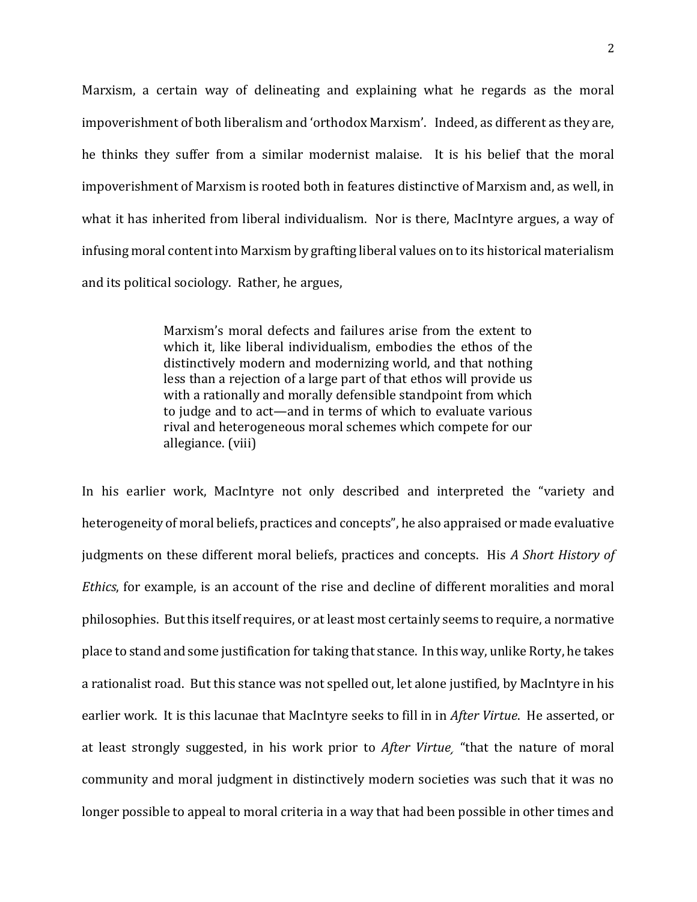Marxism, a certain way of delineating and explaining what he regards as the moral impoverishment of both liberalism and 'orthodox Marxism'. Indeed, as different as they are, he thinks they suffer from a similar modernist malaise. It is his belief that the moral impoverishment of Marxism is rooted both in features distinctive of Marxism and, as well, in what it has inherited from liberal individualism. Nor is there, MacIntyre argues, a way of infusing moral content into Marxism by grafting liberal values on to its historical materialism and its political sociology. Rather, he argues,

> Marxism's moral defects and failures arise from the extent to which it, like liberal individualism, embodies the ethos of the distinctively modern and modernizing world, and that nothing less than a rejection of a large part of that ethos will provide us with a rationally and morally defensible standpoint from which to judge and to act—and in terms of which to evaluate various rival and heterogeneous moral schemes which compete for our allegiance. (viii)

In his earlier work, MacIntyre not only described and interpreted the "variety and heterogeneity of moral beliefs, practices and concepts", he also appraised or made evaluative judgments on these different moral beliefs, practices and concepts. His *A Short History of Ethics*, for example, is an account of the rise and decline of different moralities and moral philosophies. But this itself requires, or at least most certainly seems to require, a normative place to stand and some justification for taking that stance. In this way, unlike Rorty, he takes a rationalist road. But this stance was not spelled out, let alone justified, by MacIntyre in his earlier work. It is this lacunae that MacIntyre seeks to fill in in *After Virtue*. He asserted, or at least strongly suggested, in his work prior to *After Virtue*, "that the nature of moral community and moral judgment in distinctively modern societies was such that it was no longer possible to appeal to moral criteria in a way that had been possible in other times and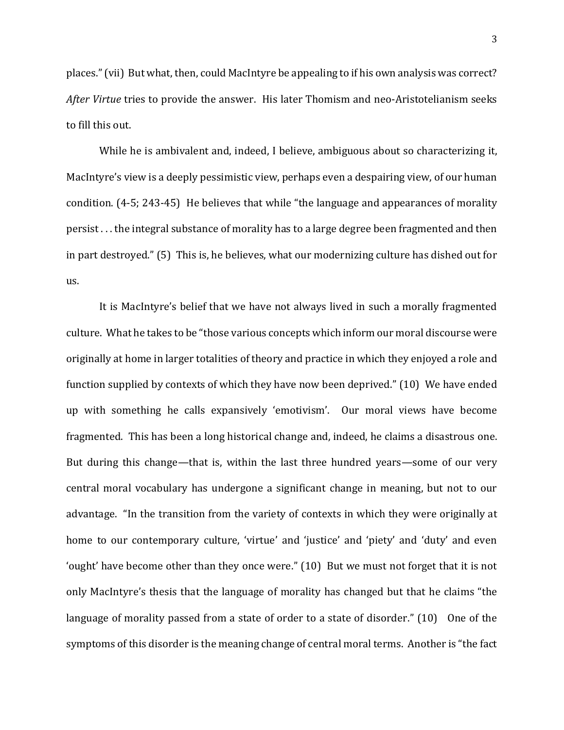places." (vii) But what, then, could MacIntyre be appealing to if his own analysis was correct? *After Virtue* tries to provide the answer. His later Thomism and neo-Aristotelianism seeks to fill this out.

While he is ambivalent and, indeed, I believe, ambiguous about so characterizing it, MacIntyre's view is a deeply pessimistic view, perhaps even a despairing view, of our human condition. (4-5; 243-45) He believes that while "the language and appearances of morality persist . . . the integral substance of morality has to a large degree been fragmented and then in part destroyed." (5) This is, he believes, what our modernizing culture has dished out for us.

It is MacIntyre's belief that we have not always lived in such a morally fragmented culture. What he takes to be "those various concepts which inform our moral discourse were originally at home in larger totalities of theory and practice in which they enjoyed a role and function supplied by contexts of which they have now been deprived." (10) We have ended up with something he calls expansively 'emotivism'. Our moral views have become fragmented. This has been a long historical change and, indeed, he claims a disastrous one. But during this change—that is, within the last three hundred years—some of our very central moral vocabulary has undergone a significant change in meaning, but not to our advantage. "In the transition from the variety of contexts in which they were originally at home to our contemporary culture, 'virtue' and 'justice' and 'piety' and 'duty' and even 'ought' have become other than they once were." (10) But we must not forget that it is not only MacIntyre's thesis that the language of morality has changed but that he claims "the language of morality passed from a state of order to a state of disorder." (10) One of the symptoms of this disorder is the meaning change of central moral terms. Another is "the fact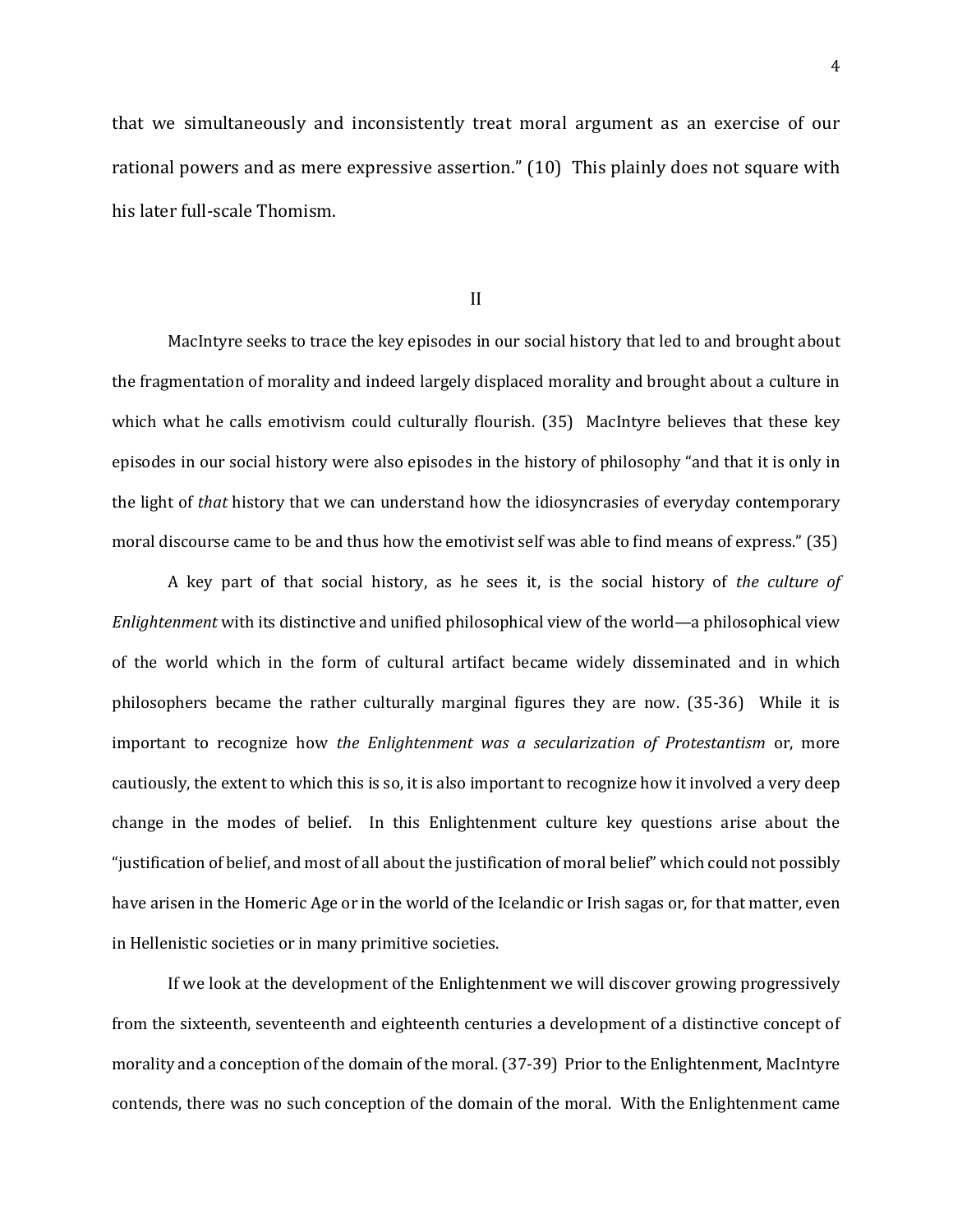that we simultaneously and inconsistently treat moral argument as an exercise of our rational powers and as mere expressive assertion." (10) This plainly does not square with his later full-scale Thomism.

## II

MacIntyre seeks to trace the key episodes in our social history that led to and brought about the fragmentation of morality and indeed largely displaced morality and brought about a culture in which what he calls emotivism could culturally flourish. (35) MacIntyre believes that these key episodes in our social history were also episodes in the history of philosophy "and that it is only in the light of *that* history that we can understand how the idiosyncrasies of everyday contemporary moral discourse came to be and thus how the emotivist self was able to find means of express." (35)

A key part of that social history, as he sees it, is the social history of *the culture of Enlightenment* with its distinctive and unified philosophical view of the world—a philosophical view of the world which in the form of cultural artifact became widely disseminated and in which philosophers became the rather culturally marginal figures they are now. (35-36) While it is important to recognize how *the Enlightenment was a secularization of Protestantism* or, more cautiously, the extent to which this is so, it is also important to recognize how it involved a very deep change in the modes of belief. In this Enlightenment culture key questions arise about the "justification of belief, and most of all about the justification of moral belief" which could not possibly have arisen in the Homeric Age or in the world of the Icelandic or Irish sagas or, for that matter, even in Hellenistic societies or in many primitive societies.

If we look at the development of the Enlightenment we will discover growing progressively from the sixteenth, seventeenth and eighteenth centuries a development of a distinctive concept of morality and a conception of the domain of the moral. (37-39) Prior to the Enlightenment, MacIntyre contends, there was no such conception of the domain of the moral. With the Enlightenment came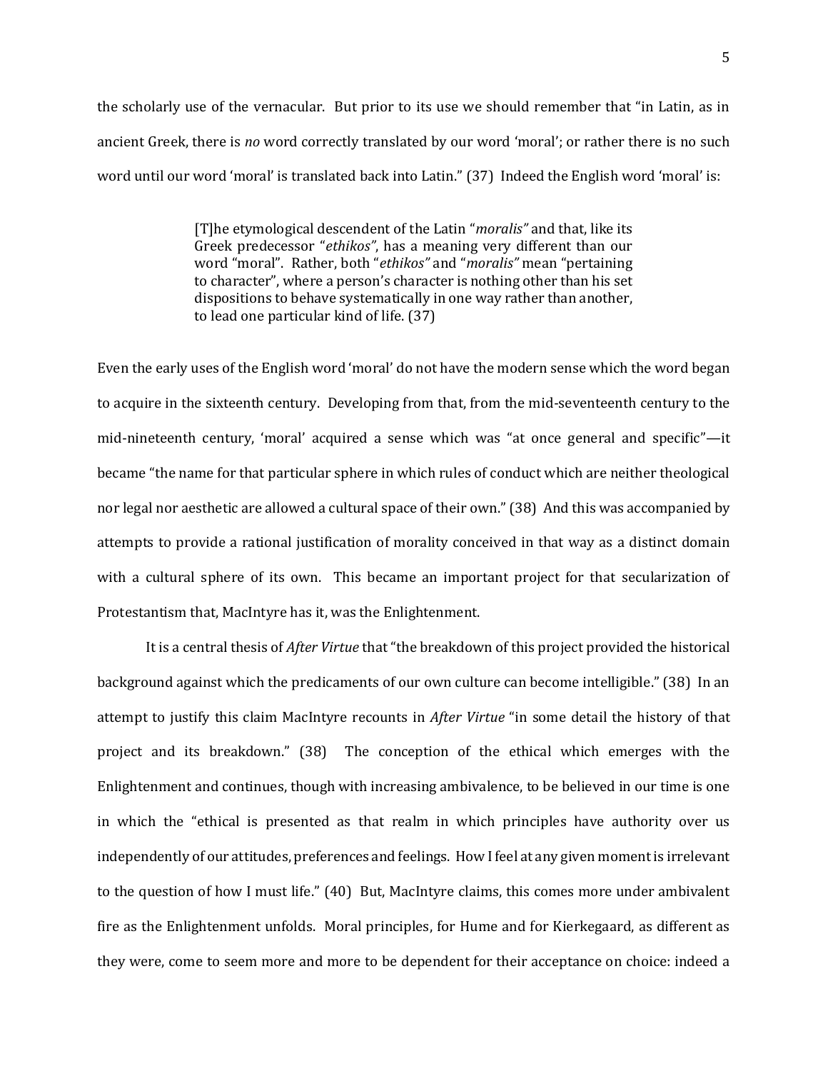the scholarly use of the vernacular. But prior to its use we should remember that "in Latin, as in ancient Greek, there is *no* word correctly translated by our word 'moral'; or rather there is no such word until our word 'moral' is translated back into Latin." (37) Indeed the English word 'moral' is:

> [T]he etymological descendent of the Latin "*moralis"* and that, like its Greek predecessor "*ethikos"*, has a meaning very different than our word "moral". Rather, both "*ethikos"* and "*moralis"* mean "pertaining to character", where a person's character is nothing other than his set dispositions to behave systematically in one way rather than another, to lead one particular kind of life. (37)

Even the early uses of the English word 'moral' do not have the modern sense which the word began to acquire in the sixteenth century. Developing from that, from the mid-seventeenth century to the mid-nineteenth century, 'moral' acquired a sense which was "at once general and specific"—it became "the name for that particular sphere in which rules of conduct which are neither theological nor legal nor aesthetic are allowed a cultural space of their own." (38) And this was accompanied by attempts to provide a rational justification of morality conceived in that way as a distinct domain with a cultural sphere of its own. This became an important project for that secularization of Protestantism that, MacIntyre has it, was the Enlightenment.

It is a central thesis of *After Virtue* that "the breakdown of this project provided the historical background against which the predicaments of our own culture can become intelligible." (38) In an attempt to justify this claim MacIntyre recounts in *After Virtue* "in some detail the history of that project and its breakdown." (38) The conception of the ethical which emerges with the Enlightenment and continues, though with increasing ambivalence, to be believed in our time is one in which the "ethical is presented as that realm in which principles have authority over us independently of our attitudes, preferences and feelings. How I feel at any given moment is irrelevant to the question of how I must life." (40) But, MacIntyre claims, this comes more under ambivalent fire as the Enlightenment unfolds. Moral principles, for Hume and for Kierkegaard, as different as they were, come to seem more and more to be dependent for their acceptance on choice: indeed a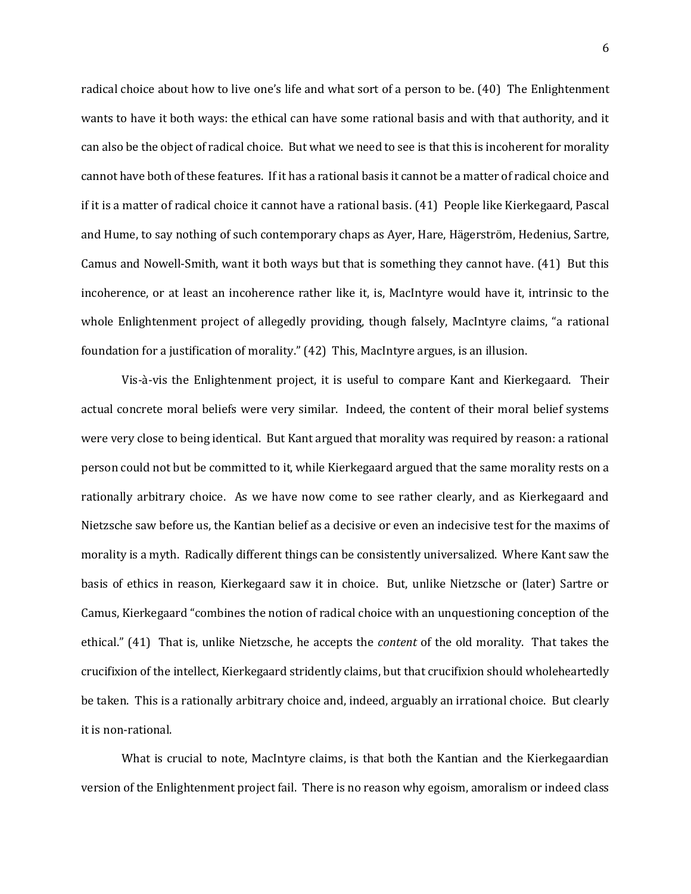radical choice about how to live one's life and what sort of a person to be. (40) The Enlightenment wants to have it both ways: the ethical can have some rational basis and with that authority, and it can also be the object of radical choice. But what we need to see is that this is incoherent for morality cannot have both of these features. If it has a rational basis it cannot be a matter of radical choice and if it is a matter of radical choice it cannot have a rational basis. (41) People like Kierkegaard, Pascal and Hume, to say nothing of such contemporary chaps as Ayer, Hare, Hägerström, Hedenius, Sartre, Camus and Nowell-Smith, want it both ways but that is something they cannot have. (41) But this incoherence, or at least an incoherence rather like it, is, MacIntyre would have it, intrinsic to the whole Enlightenment project of allegedly providing, though falsely, MacIntyre claims, "a rational foundation for a justification of morality." (42) This, MacIntyre argues, is an illusion.

Vis-à-vis the Enlightenment project, it is useful to compare Kant and Kierkegaard. Their actual concrete moral beliefs were very similar. Indeed, the content of their moral belief systems were very close to being identical. But Kant argued that morality was required by reason: a rational person could not but be committed to it, while Kierkegaard argued that the same morality rests on a rationally arbitrary choice. As we have now come to see rather clearly, and as Kierkegaard and Nietzsche saw before us, the Kantian belief as a decisive or even an indecisive test for the maxims of morality is a myth. Radically different things can be consistently universalized. Where Kant saw the basis of ethics in reason, Kierkegaard saw it in choice. But, unlike Nietzsche or (later) Sartre or Camus, Kierkegaard "combines the notion of radical choice with an unquestioning conception of the ethical." (41) That is, unlike Nietzsche, he accepts the *content* of the old morality. That takes the crucifixion of the intellect, Kierkegaard stridently claims, but that crucifixion should wholeheartedly be taken. This is a rationally arbitrary choice and, indeed, arguably an irrational choice. But clearly it is non-rational.

What is crucial to note, MacIntyre claims, is that both the Kantian and the Kierkegaardian version of the Enlightenment project fail. There is no reason why egoism, amoralism or indeed class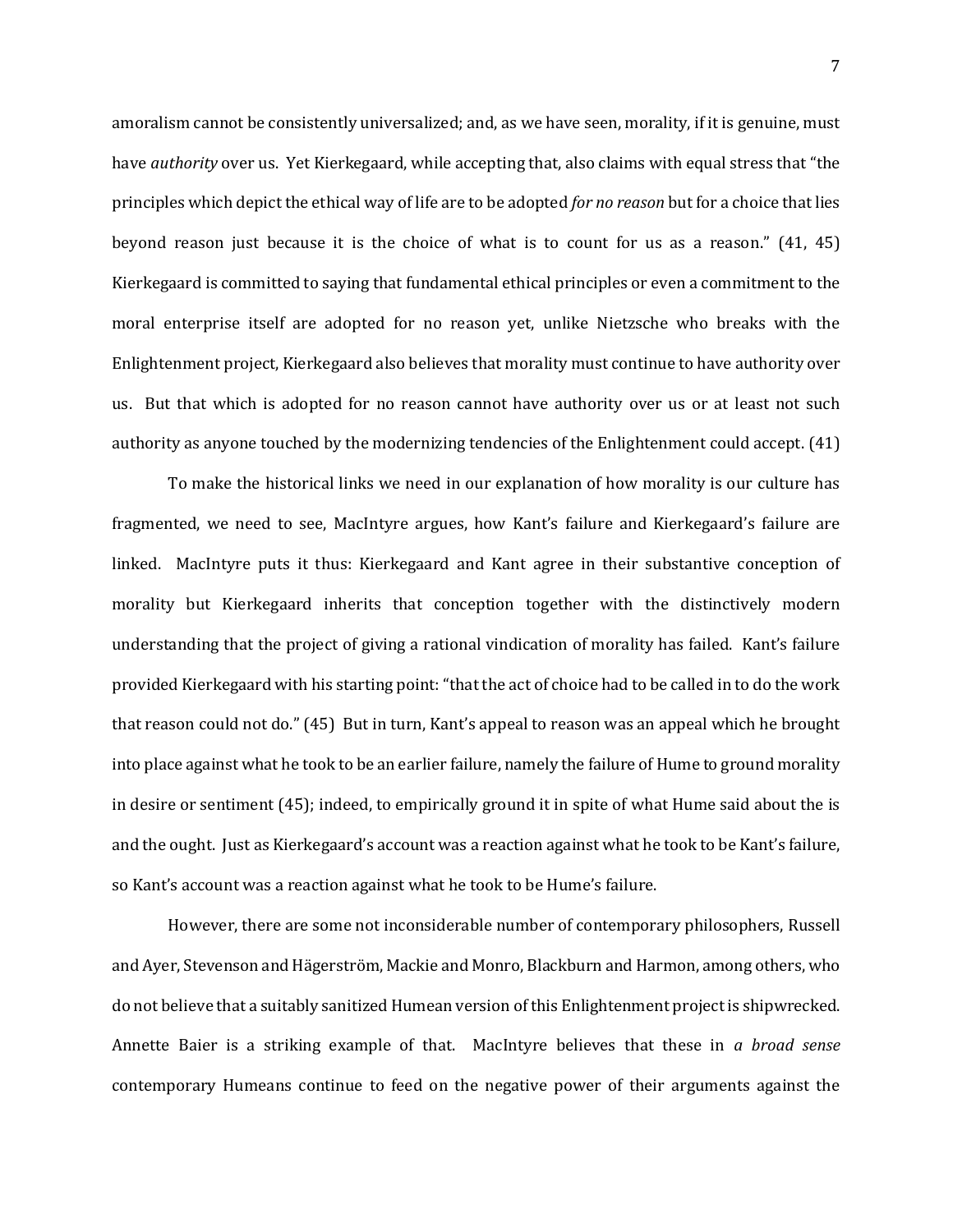amoralism cannot be consistently universalized; and, as we have seen, morality, if it is genuine, must have *authority* over us. Yet Kierkegaard, while accepting that, also claims with equal stress that "the principles which depict the ethical way of life are to be adopted *for no reason* but for a choice that lies beyond reason just because it is the choice of what is to count for us as a reason." (41, 45) Kierkegaard is committed to saying that fundamental ethical principles or even a commitment to the moral enterprise itself are adopted for no reason yet, unlike Nietzsche who breaks with the Enlightenment project, Kierkegaard also believes that morality must continue to have authority over us. But that which is adopted for no reason cannot have authority over us or at least not such authority as anyone touched by the modernizing tendencies of the Enlightenment could accept. (41)

To make the historical links we need in our explanation of how morality is our culture has fragmented, we need to see, MacIntyre argues, how Kant's failure and Kierkegaard's failure are linked. MacIntyre puts it thus: Kierkegaard and Kant agree in their substantive conception of morality but Kierkegaard inherits that conception together with the distinctively modern understanding that the project of giving a rational vindication of morality has failed. Kant's failure provided Kierkegaard with his starting point: "that the act of choice had to be called in to do the work that reason could not do." (45) But in turn, Kant's appeal to reason was an appeal which he brought into place against what he took to be an earlier failure, namely the failure of Hume to ground morality in desire or sentiment (45); indeed, to empirically ground it in spite of what Hume said about the is and the ought. Just as Kierkegaard's account was a reaction against what he took to be Kant's failure, so Kant's account was a reaction against what he took to be Hume's failure.

However, there are some not inconsiderable number of contemporary philosophers, Russell and Ayer, Stevenson and Hägerström, Mackie and Monro, Blackburn and Harmon, among others, who do not believe that a suitably sanitized Humean version of this Enlightenment project is shipwrecked. Annette Baier is a striking example of that. MacIntyre believes that these in *a broad sense* contemporary Humeans continue to feed on the negative power of their arguments against the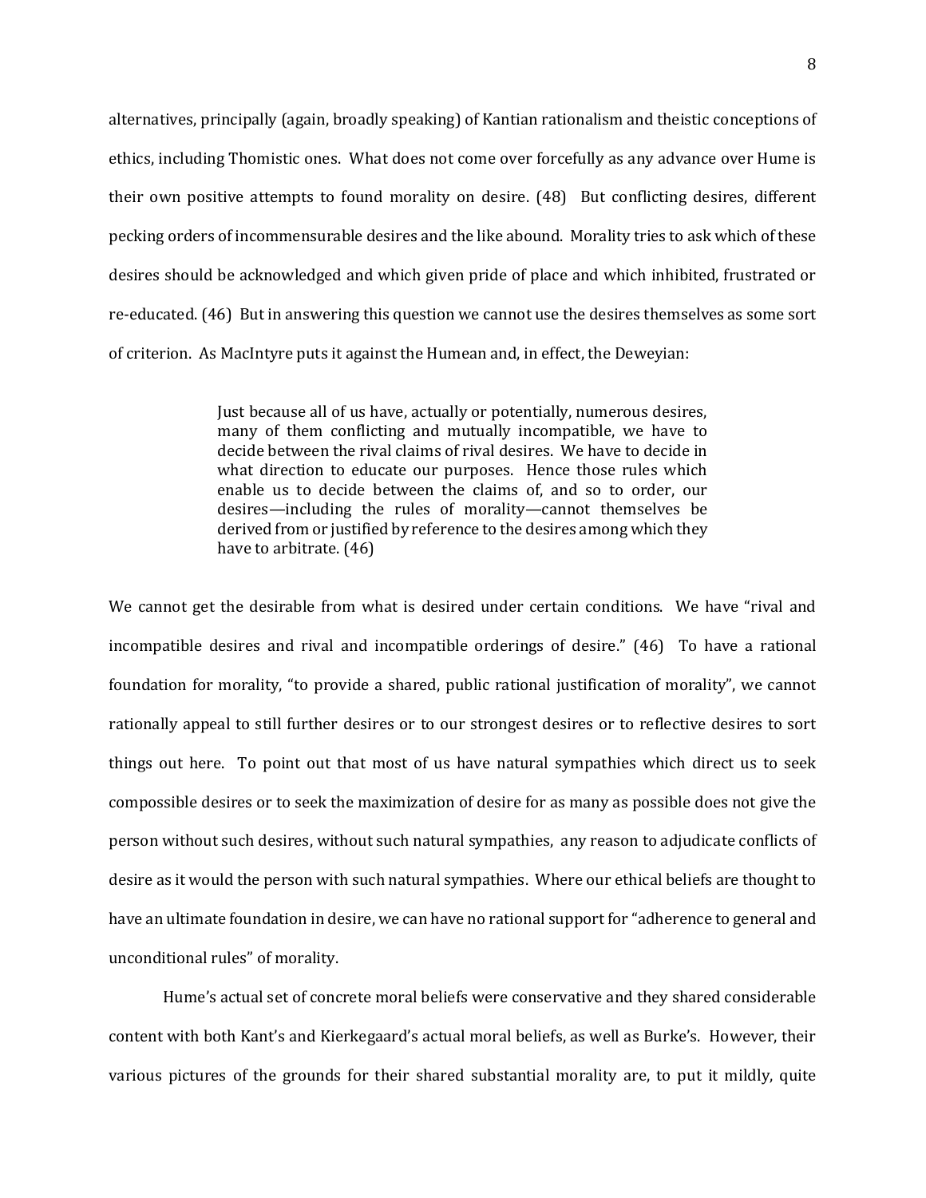alternatives, principally (again, broadly speaking) of Kantian rationalism and theistic conceptions of ethics, including Thomistic ones. What does not come over forcefully as any advance over Hume is their own positive attempts to found morality on desire. (48) But conflicting desires, different pecking orders of incommensurable desires and the like abound. Morality tries to ask which of these desires should be acknowledged and which given pride of place and which inhibited, frustrated or re-educated. (46) But in answering this question we cannot use the desires themselves as some sort of criterion. As MacIntyre puts it against the Humean and, in effect, the Deweyian:

> Just because all of us have, actually or potentially, numerous desires, many of them conflicting and mutually incompatible, we have to decide between the rival claims of rival desires. We have to decide in what direction to educate our purposes. Hence those rules which enable us to decide between the claims of, and so to order, our desires—including the rules of morality—cannot themselves be derived from or justified by reference to the desires among which they have to arbitrate. (46)

We cannot get the desirable from what is desired under certain conditions. We have "rival and incompatible desires and rival and incompatible orderings of desire." (46) To have a rational foundation for morality, "to provide a shared, public rational justification of morality", we cannot rationally appeal to still further desires or to our strongest desires or to reflective desires to sort things out here. To point out that most of us have natural sympathies which direct us to seek compossible desires or to seek the maximization of desire for as many as possible does not give the person without such desires, without such natural sympathies, any reason to adjudicate conflicts of desire as it would the person with such natural sympathies. Where our ethical beliefs are thought to have an ultimate foundation in desire, we can have no rational support for "adherence to general and unconditional rules" of morality.

Hume's actual set of concrete moral beliefs were conservative and they shared considerable content with both Kant's and Kierkegaard's actual moral beliefs, as well as Burke's. However, their various pictures of the grounds for their shared substantial morality are, to put it mildly, quite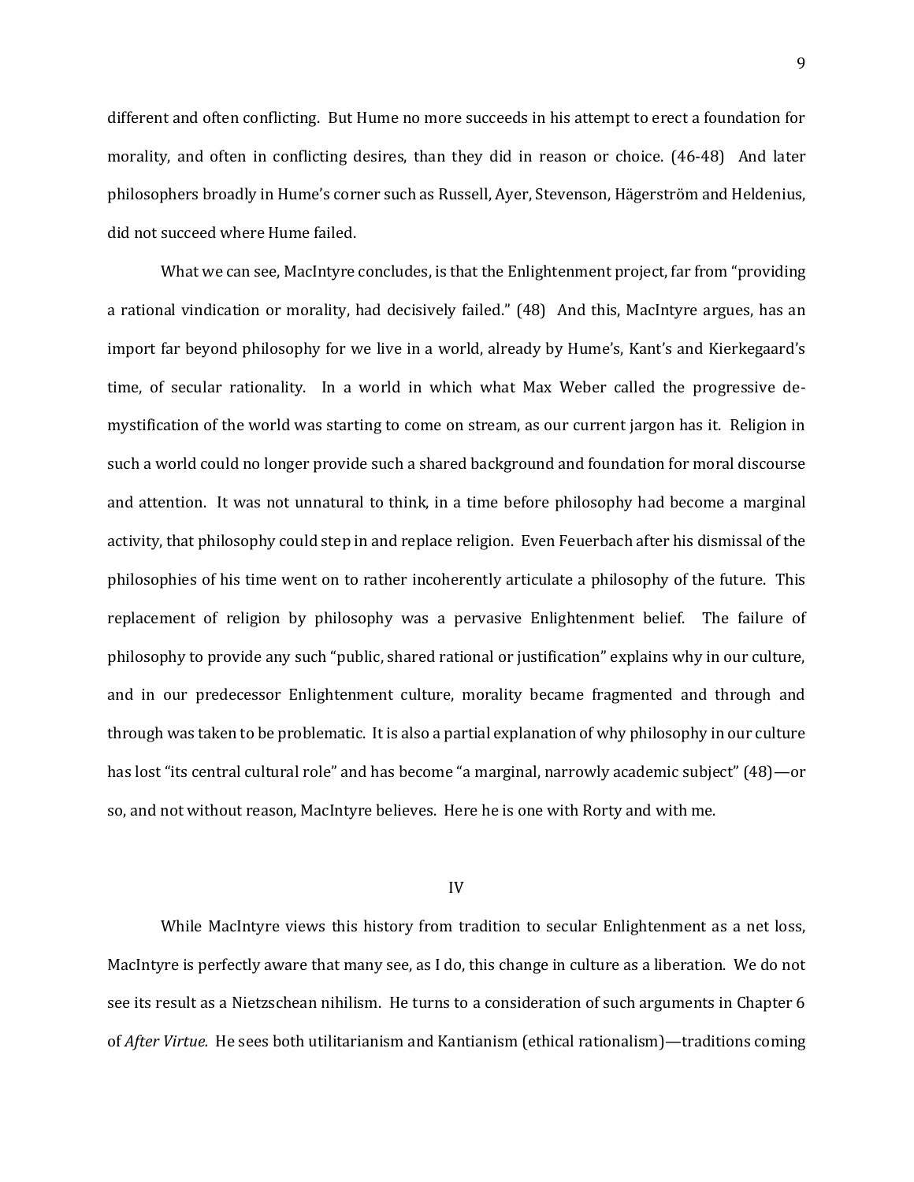different and often conflicting. But Hume no more succeeds in his attempt to erect a foundation for morality, and often in conflicting desires, than they did in reason or choice. (46-48) And later philosophers broadly in Hume's corner such as Russell, Ayer, Stevenson, Hägerström and Heldenius, did not succeed where Hume failed.

What we can see, MacIntyre concludes, is that the Enlightenment project, far from "providing a rational vindication or morality, had decisively failed." (48) And this, MacIntyre argues, has an import far beyond philosophy for we live in a world, already by Hume's, Kant's and Kierkegaard's time, of secular rationality. In a world in which what Max Weber called the progressive de-mystification of the world was starting to come on stream, as our current jargon has it. Religion in such a world could no longer provide such a shared background and foundation for moral discourse and attention. It was not unnatural to think, in a time before philosophy had become a marginal activity, that philosophy could step in and replace religion. Even Feuerbach after his dismissal of the philosophies of his time went on to rather incoherently articulate a philosophy of the future. This replacement of religion by philosophy was a pervasive Enlightenment belief. The failure of philosophy to provide any such "public, shared rational or justification" explains why in our culture, and in our predecessor Enlightenment culture, morality became fragmented and through and through was taken to be problematic. It is also a partial explanation of why philosophy in our culture has lost "its central cultural role" and has become "a marginal, narrowly academic subject" (48)—or so, and not without reason, MacIntyre believes. Here he is one with Rorty and with me.

## IV

While MacIntyre views this history from tradition to secular Enlightenment as a net loss, MacIntyre is perfectly aware that many see, as I do, this change in culture as a liberation. We do not see its result as a Nietzschean nihilism. He turns to a consideration of such arguments in Chapter 6 of *After Virtue.* He sees both utilitarianism and Kantianism (ethical rationalism)—traditions coming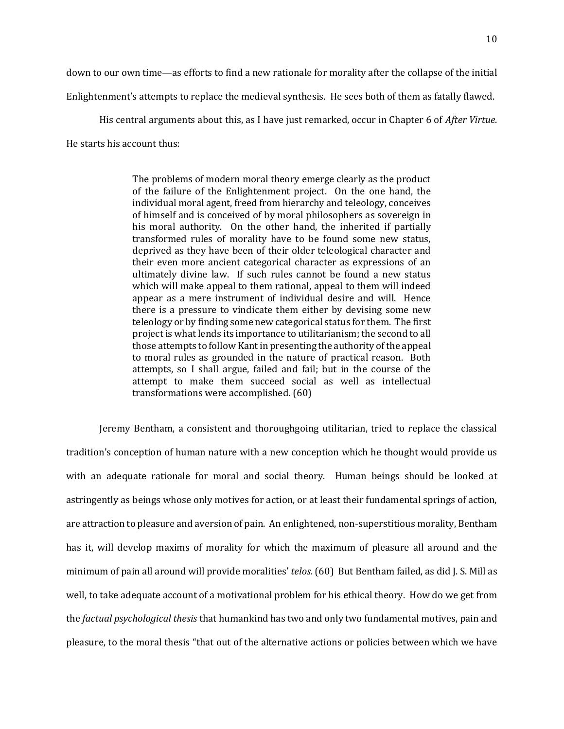down to our own time—as efforts to find a new rationale for morality after the collapse of the initial Enlightenment's attempts to replace the medieval synthesis. He sees both of them as fatally flawed.

His central arguments about this, as I have just remarked, occur in Chapter 6 of *After Virtue*. He starts his account thus:

> The problems of modern moral theory emerge clearly as the product of the failure of the Enlightenment project. On the one hand, the individual moral agent, freed from hierarchy and teleology, conceives of himself and is conceived of by moral philosophers as sovereign in his moral authority. On the other hand, the inherited if partially transformed rules of morality have to be found some new status, deprived as they have been of their older teleological character and their even more ancient categorical character as expressions of an ultimately divine law. If such rules cannot be found a new status which will make appeal to them rational, appeal to them will indeed appear as a mere instrument of individual desire and will. Hence there is a pressure to vindicate them either by devising some new teleology or by finding some new categorical status for them. The first project is what lends its importance to utilitarianism; the second to all those attempts to follow Kant in presenting the authority of the appeal to moral rules as grounded in the nature of practical reason. Both attempts, so I shall argue, failed and fail; but in the course of the attempt to make them succeed social as well as intellectual transformations were accomplished. (60)

Jeremy Bentham, a consistent and thoroughgoing utilitarian, tried to replace the classical tradition's conception of human nature with a new conception which he thought would provide us with an adequate rationale for moral and social theory. Human beings should be looked at astringently as beings whose only motives for action, or at least their fundamental springs of action, are attraction to pleasure and aversion of pain. An enlightened, non-superstitious morality, Bentham has it, will develop maxims of morality for which the maximum of pleasure all around and the minimum of pain all around will provide moralities' *telos.* (60) But Bentham failed, as did J. S. Mill as well, to take adequate account of a motivational problem for his ethical theory. How do we get from the *factual psychological thesis* that humankind has two and only two fundamental motives, pain and pleasure, to the moral thesis "that out of the alternative actions or policies between which we have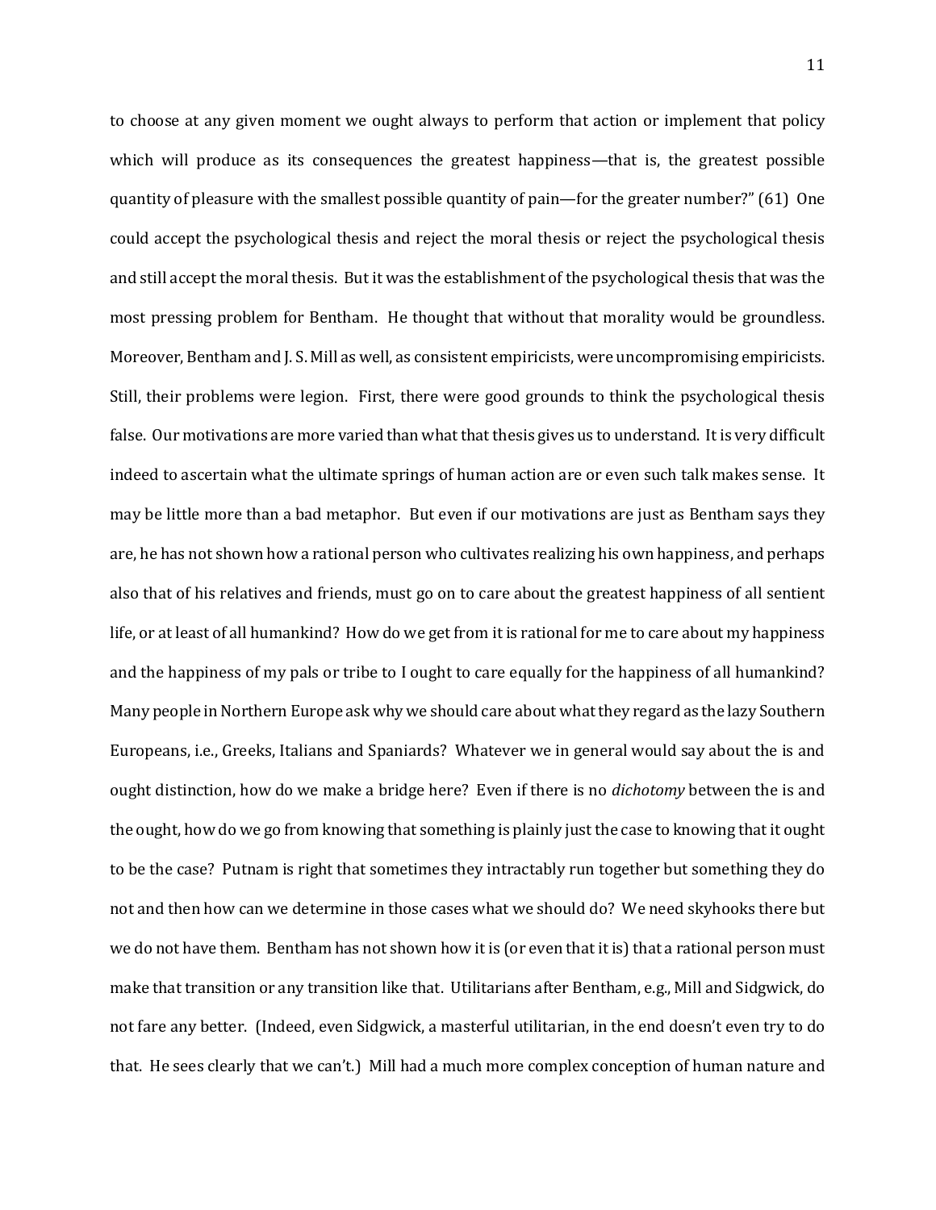to choose at any given moment we ought always to perform that action or implement that policy which will produce as its consequences the greatest happiness—that is, the greatest possible quantity of pleasure with the smallest possible quantity of pain—for the greater number?" (61) One could accept the psychological thesis and reject the moral thesis or reject the psychological thesis and still accept the moral thesis. But it was the establishment of the psychological thesis that was the most pressing problem for Bentham. He thought that without that morality would be groundless. Moreover, Bentham and J. S. Mill as well, as consistent empiricists, were uncompromising empiricists. Still, their problems were legion. First, there were good grounds to think the psychological thesis false. Our motivations are more varied than what that thesis gives us to understand. It is very difficult indeed to ascertain what the ultimate springs of human action are or even such talk makes sense. It may be little more than a bad metaphor. But even if our motivations are just as Bentham says they are, he has not shown how a rational person who cultivates realizing his own happiness, and perhaps also that of his relatives and friends, must go on to care about the greatest happiness of all sentient life, or at least of all humankind? How do we get from it is rational for me to care about my happiness and the happiness of my pals or tribe to I ought to care equally for the happiness of all humankind? Many people in Northern Europe ask why we should care about what they regard as the lazy Southern Europeans, i.e., Greeks, Italians and Spaniards? Whatever we in general would say about the is and ought distinction, how do we make a bridge here? Even if there is no *dichotomy* between the is and the ought, how do we go from knowing that something is plainly just the case to knowing that it ought to be the case? Putnam is right that sometimes they intractably run together but something they do not and then how can we determine in those cases what we should do? We need skyhooks there but we do not have them. Bentham has not shown how it is (or even that it is) that a rational person must make that transition or any transition like that. Utilitarians after Bentham, e.g., Mill and Sidgwick, do not fare any better. (Indeed, even Sidgwick, a masterful utilitarian, in the end doesn't even try to do that. He sees clearly that we can't.) Mill had a much more complex conception of human nature and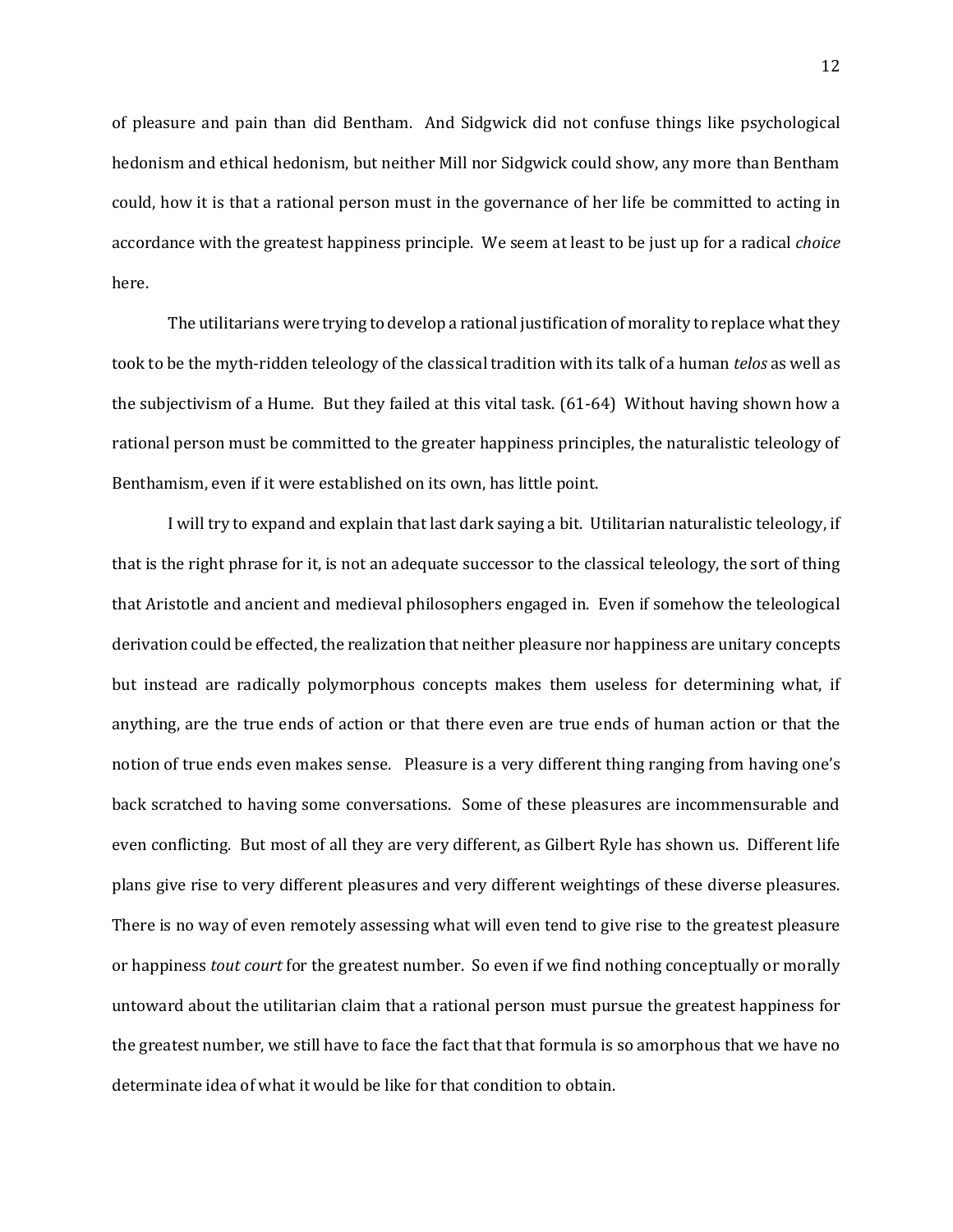of pleasure and pain than did Bentham. And Sidgwick did not confuse things like psychological hedonism and ethical hedonism, but neither Mill nor Sidgwick could show, any more than Bentham could, how it is that a rational person must in the governance of her life be committed to acting in accordance with the greatest happiness principle. We seem at least to be just up for a radical *choice* here.

The utilitarians were trying to develop a rational justification of morality to replace what they took to be the myth-ridden teleology of the classical tradition with its talk of a human *telos* as well as the subjectivism of a Hume. But they failed at this vital task. (61-64) Without having shown how a rational person must be committed to the greater happiness principles, the naturalistic teleology of Benthamism, even if it were established on its own, has little point.

I will try to expand and explain that last dark saying a bit. Utilitarian naturalistic teleology, if that is the right phrase for it, is not an adequate successor to the classical teleology, the sort of thing that Aristotle and ancient and medieval philosophers engaged in. Even if somehow the teleological derivation could be effected, the realization that neither pleasure nor happiness are unitary concepts but instead are radically polymorphous concepts makes them useless for determining what, if anything, are the true ends of action or that there even are true ends of human action or that the notion of true ends even makes sense. Pleasure is a very different thing ranging from having one's back scratched to having some conversations. Some of these pleasures are incommensurable and even conflicting. But most of all they are very different, as Gilbert Ryle has shown us. Different life plans give rise to very different pleasures and very different weightings of these diverse pleasures. There is no way of even remotely assessing what will even tend to give rise to the greatest pleasure or happiness *tout court* for the greatest number. So even if we find nothing conceptually or morally untoward about the utilitarian claim that a rational person must pursue the greatest happiness for the greatest number, we still have to face the fact that that formula is so amorphous that we have no determinate idea of what it would be like for that condition to obtain.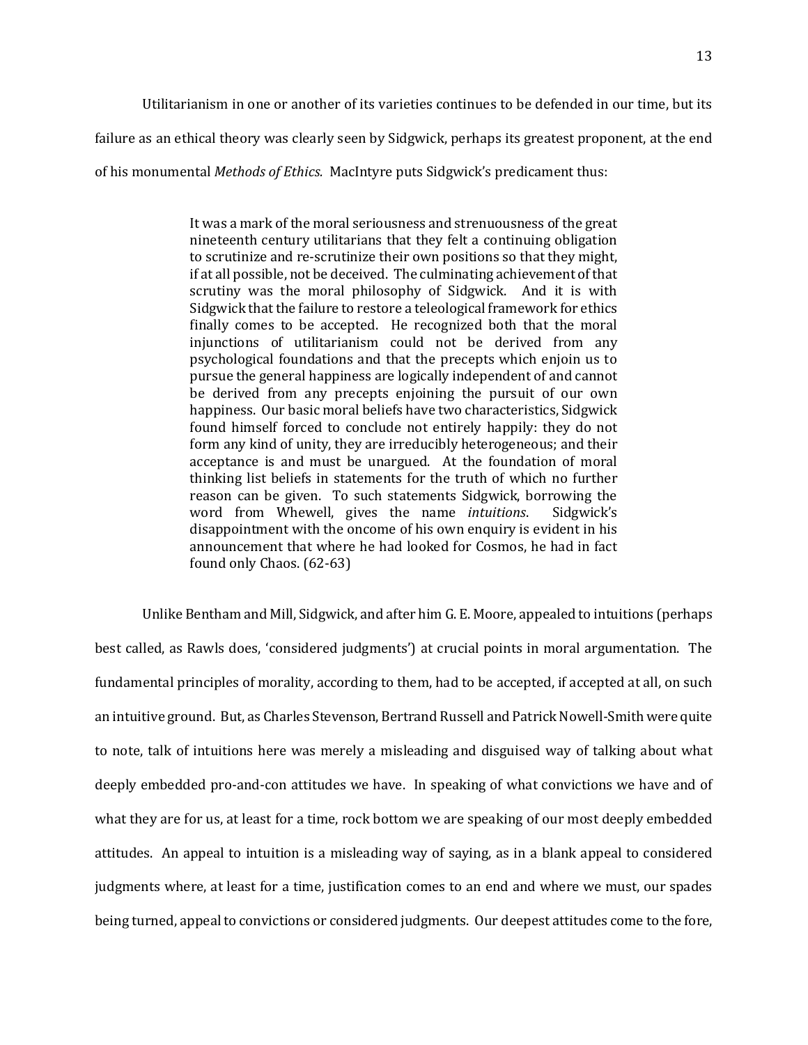Utilitarianism in one or another of its varieties continues to be defended in our time, but its failure as an ethical theory was clearly seen by Sidgwick, perhaps its greatest proponent, at the end of his monumental *Methods of Ethics.* MacIntyre puts Sidgwick's predicament thus:

> It was a mark of the moral seriousness and strenuousness of the great nineteenth century utilitarians that they felt a continuing obligation to scrutinize and re-scrutinize their own positions so that they might, if at all possible, not be deceived. The culminating achievement of that scrutiny was the moral philosophy of Sidgwick. And it is with Sidgwick that the failure to restore a teleological framework for ethics finally comes to be accepted. He recognized both that the moral injunctions of utilitarianism could not be derived from any psychological foundations and that the precepts which enjoin us to pursue the general happiness are logically independent of and cannot be derived from any precepts enjoining the pursuit of our own happiness. Our basic moral beliefs have two characteristics, Sidgwick found himself forced to conclude not entirely happily: they do not form any kind of unity, they are irreducibly heterogeneous; and their acceptance is and must be unargued. At the foundation of moral thinking list beliefs in statements for the truth of which no further reason can be given. To such statements Sidgwick, borrowing the word from Whewell, gives the name *intuitions*. Sidgwick's disappointment with the oncome of his own enquiry is evident in his announcement that where he had looked for Cosmos, he had in fact found only Chaos. (62-63)

Unlike Bentham and Mill, Sidgwick, and after him G. E. Moore, appealed to intuitions (perhaps best called, as Rawls does, 'considered judgments') at crucial points in moral argumentation. The fundamental principles of morality, according to them, had to be accepted, if accepted at all, on such an intuitive ground. But, as Charles Stevenson, Bertrand Russell and Patrick Nowell-Smith were quite to note, talk of intuitions here was merely a misleading and disguised way of talking about what deeply embedded pro-and-con attitudes we have. In speaking of what convictions we have and of what they are for us, at least for a time, rock bottom we are speaking of our most deeply embedded attitudes. An appeal to intuition is a misleading way of saying, as in a blank appeal to considered judgments where, at least for a time, justification comes to an end and where we must, our spades being turned, appeal to convictions or considered judgments. Our deepest attitudes come to the fore,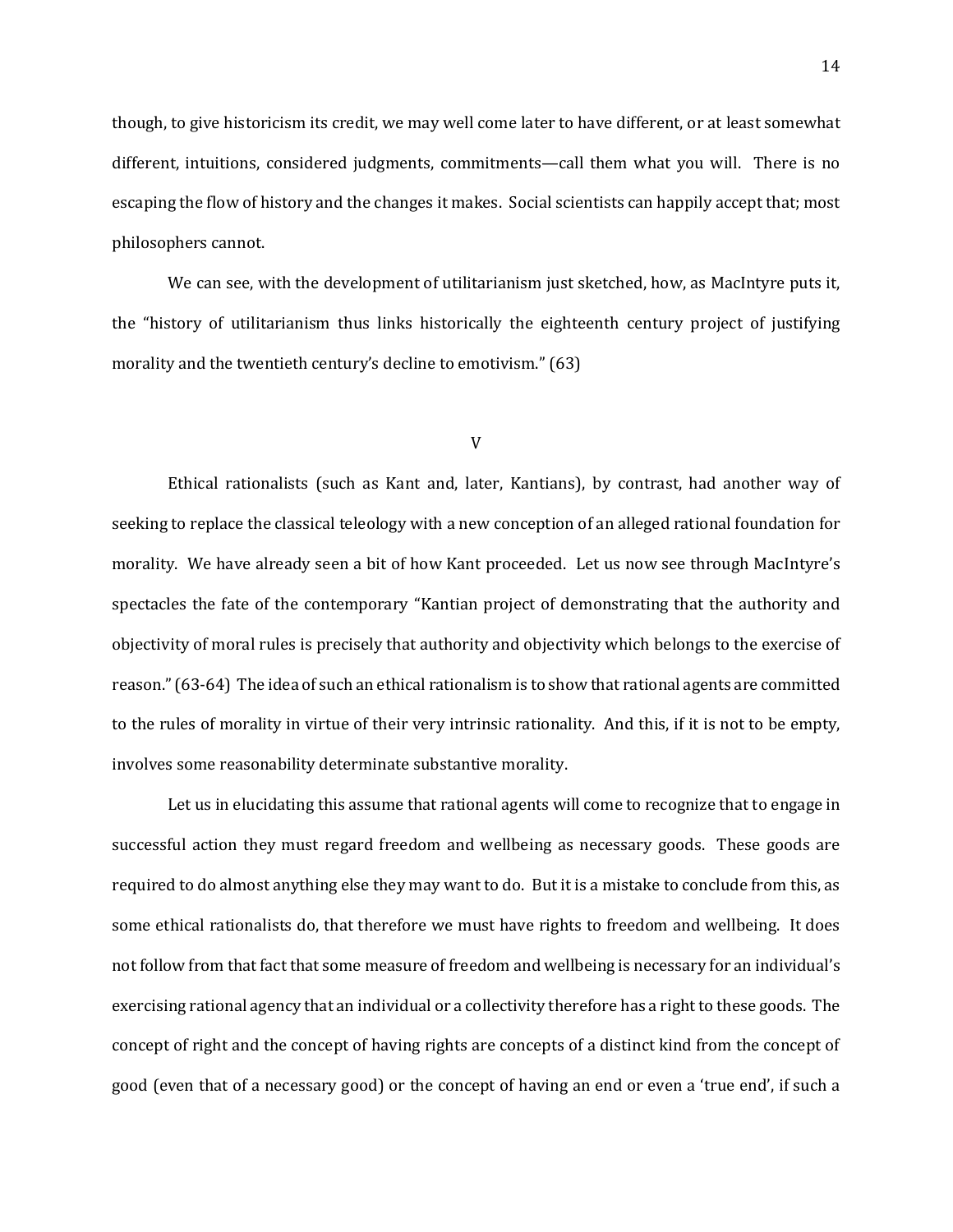though, to give historicism its credit, we may well come later to have different, or at least somewhat different, intuitions, considered judgments, commitments—call them what you will. There is no escaping the flow of history and the changes it makes. Social scientists can happily accept that; most philosophers cannot.

We can see, with the development of utilitarianism just sketched, how, as MacIntyre puts it, the "history of utilitarianism thus links historically the eighteenth century project of justifying morality and the twentieth century's decline to emotivism." (63)

## V

Ethical rationalists (such as Kant and, later, Kantians), by contrast, had another way of seeking to replace the classical teleology with a new conception of an alleged rational foundation for morality. We have already seen a bit of how Kant proceeded. Let us now see through MacIntyre's spectacles the fate of the contemporary "Kantian project of demonstrating that the authority and objectivity of moral rules is precisely that authority and objectivity which belongs to the exercise of reason." (63-64) The idea of such an ethical rationalism is to show that rational agents are committed to the rules of morality in virtue of their very intrinsic rationality. And this, if it is not to be empty, involves some reasonability determinate substantive morality.

Let us in elucidating this assume that rational agents will come to recognize that to engage in successful action they must regard freedom and wellbeing as necessary goods. These goods are required to do almost anything else they may want to do. But it is a mistake to conclude from this, as some ethical rationalists do, that therefore we must have rights to freedom and wellbeing. It does not follow from that fact that some measure of freedom and wellbeing is necessary for an individual's exercising rational agency that an individual or a collectivity therefore has a right to these goods. The concept of right and the concept of having rights are concepts of a distinct kind from the concept of good (even that of a necessary good) or the concept of having an end or even a 'true end', if such a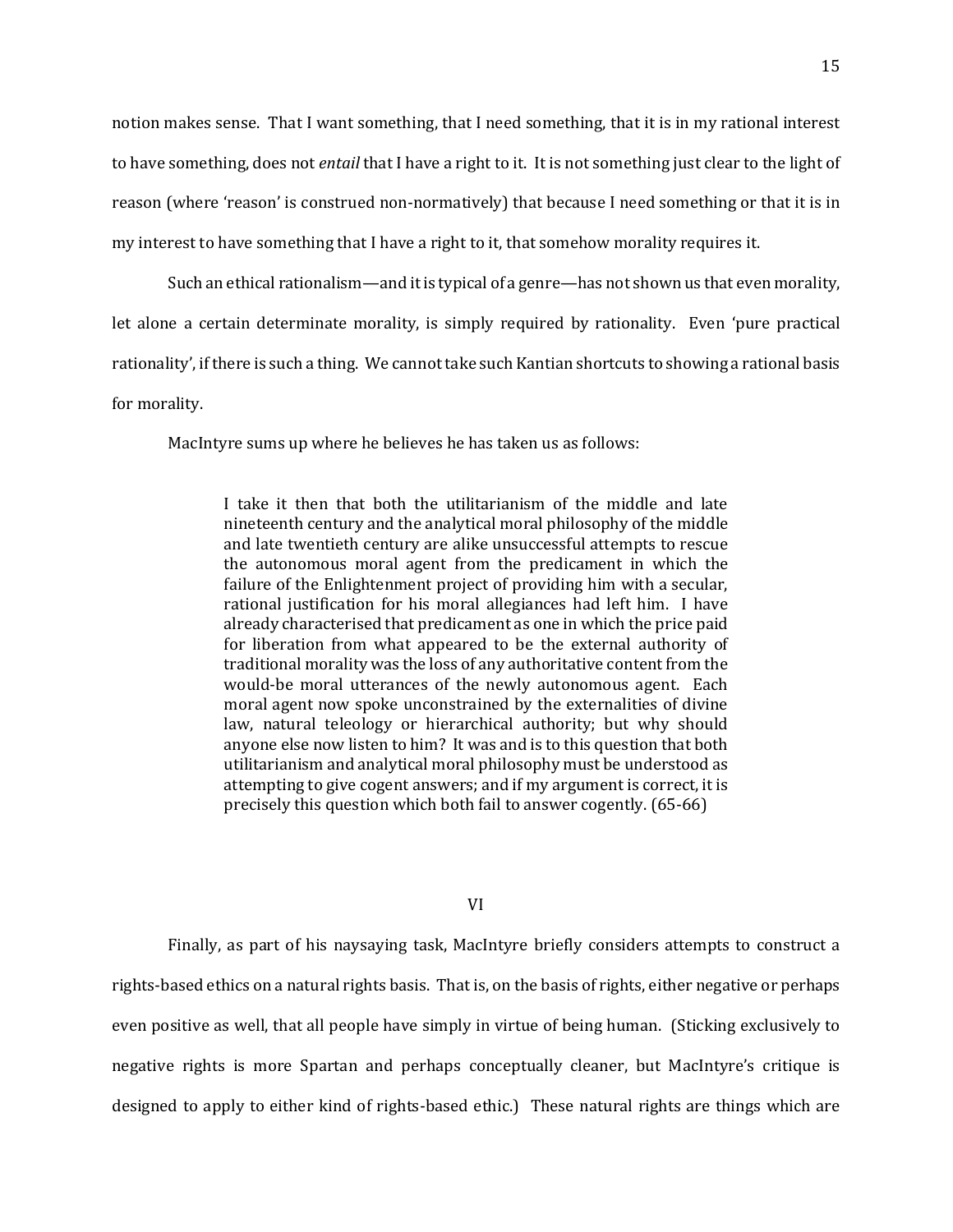notion makes sense. That I want something, that I need something, that it is in my rational interest to have something, does not *entail* that I have a right to it. It is not something just clear to the light of reason (where 'reason' is construed non-normatively) that because I need something or that it is in my interest to have something that I have a right to it, that somehow morality requires it.

Such an ethical rationalism—and it is typical of a genre—has not shown us that even morality, let alone a certain determinate morality, is simply required by rationality. Even 'pure practical rationality', if there is such a thing. We cannot take such Kantian shortcuts to showing a rational basis for morality.

MacIntyre sums up where he believes he has taken us as follows:

> I take it then that both the utilitarianism of the middle and late nineteenth century and the analytical moral philosophy of the middle and late twentieth century are alike unsuccessful attempts to rescue the autonomous moral agent from the predicament in which the failure of the Enlightenment project of providing him with a secular, rational justification for his moral allegiances had left him. I have already characterised that predicament as one in which the price paid for liberation from what appeared to be the external authority of traditional morality was the loss of any authoritative content from the would-be moral utterances of the newly autonomous agent. Each moral agent now spoke unconstrained by the externalities of divine law, natural teleology or hierarchical authority; but why should anyone else now listen to him? It was and is to this question that both utilitarianism and analytical moral philosophy must be understood as attempting to give cogent answers; and if my argument is correct, it is precisely this question which both fail to answer cogently. (65-66)

## VI

Finally, as part of his naysaying task, MacIntyre briefly considers attempts to construct a rights-based ethics on a natural rights basis. That is, on the basis of rights, either negative or perhaps even positive as well, that all people have simply in virtue of being human. (Sticking exclusively to negative rights is more Spartan and perhaps conceptually cleaner, but MacIntyre's critique is designed to apply to either kind of rights-based ethic.) These natural rights are things which are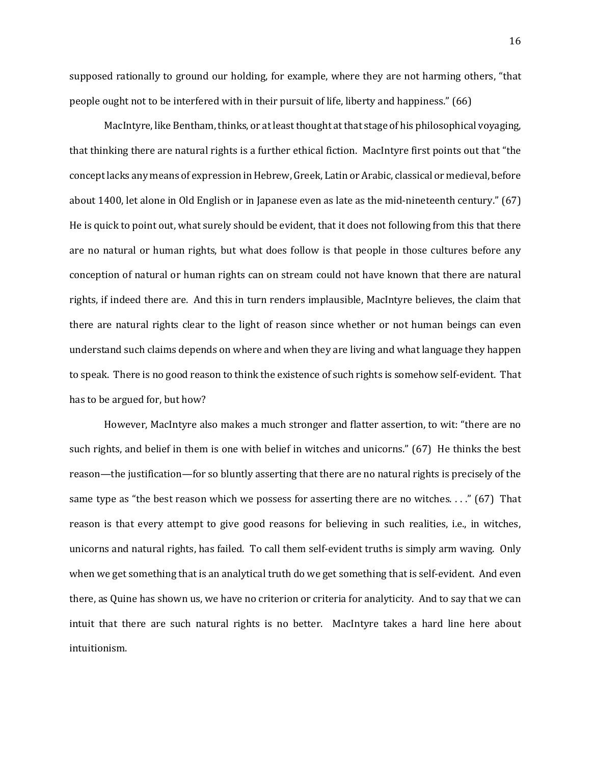supposed rationally to ground our holding, for example, where they are not harming others, "that people ought not to be interfered with in their pursuit of life, liberty and happiness." (66)

MacIntyre, like Bentham, thinks, or at least thought at that stage of his philosophical voyaging, that thinking there are natural rights is a further ethical fiction. MacIntyre first points out that "the concept lacks any means of expression in Hebrew, Greek, Latin or Arabic, classical or medieval, before about 1400, let alone in Old English or in Japanese even as late as the mid-nineteenth century." (67) He is quick to point out, what surely should be evident, that it does not following from this that there are no natural or human rights, but what does follow is that people in those cultures before any conception of natural or human rights can on stream could not have known that there are natural rights, if indeed there are. And this in turn renders implausible, MacIntyre believes, the claim that there are natural rights clear to the light of reason since whether or not human beings can even understand such claims depends on where and when they are living and what language they happen to speak. There is no good reason to think the existence of such rights is somehow self-evident. That has to be argued for, but how?

However, MacIntyre also makes a much stronger and flatter assertion, to wit: "there are no such rights, and belief in them is one with belief in witches and unicorns." (67) He thinks the best reason—the justification—for so bluntly asserting that there are no natural rights is precisely of the same type as "the best reason which we possess for asserting there are no witches. . . ." (67) That reason is that every attempt to give good reasons for believing in such realities, i.e., in witches, unicorns and natural rights, has failed. To call them self-evident truths is simply arm waving. Only when we get something that is an analytical truth do we get something that is self-evident. And even there, as Quine has shown us, we have no criterion or criteria for analyticity. And to say that we can intuit that there are such natural rights is no better. MacIntyre takes a hard line here about intuitionism.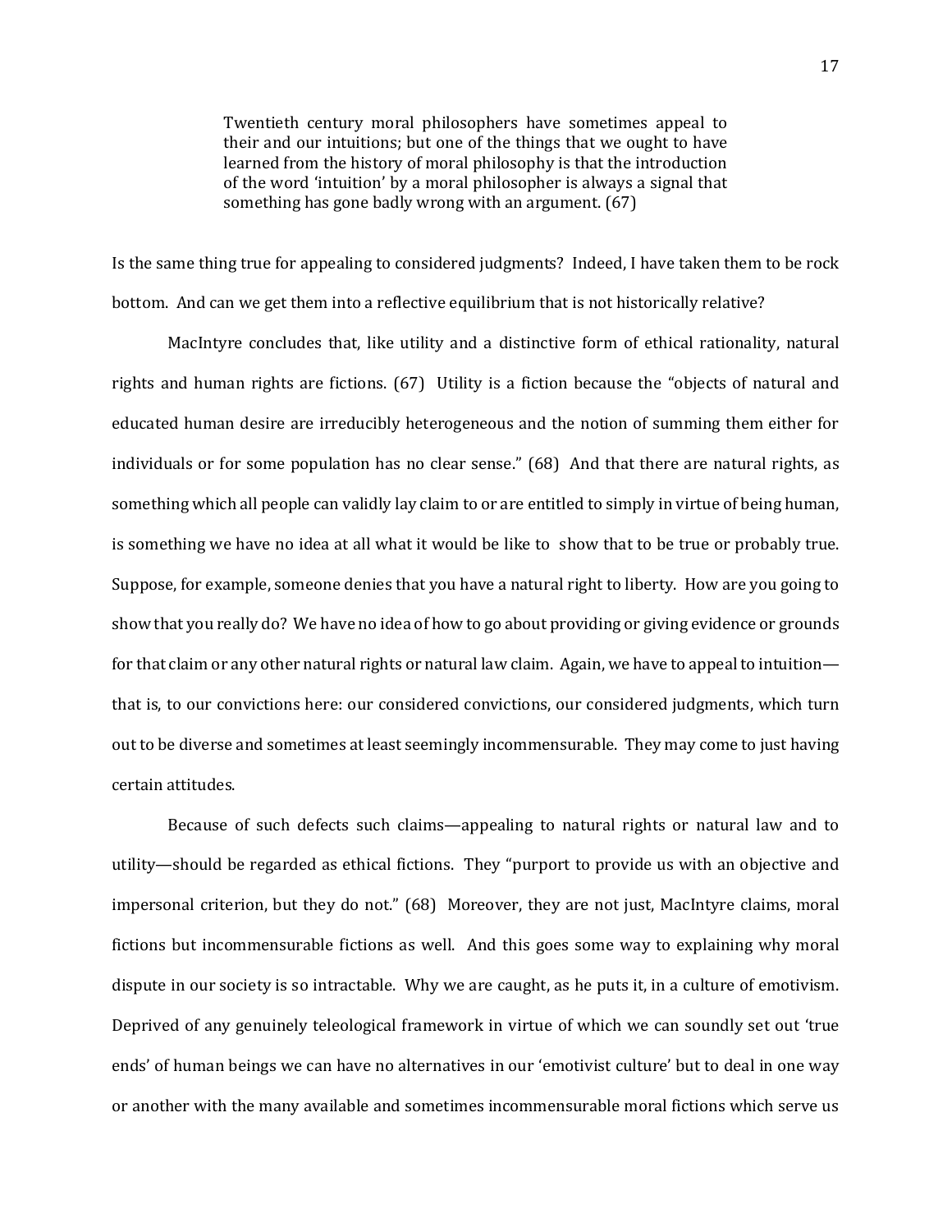> Twentieth century moral philosophers have sometimes appeal to their and our intuitions; but one of the things that we ought to have learned from the history of moral philosophy is that the introduction of the word 'intuition' by a moral philosopher is always a signal that something has gone badly wrong with an argument. (67)

Is the same thing true for appealing to considered judgments? Indeed, I have taken them to be rock bottom. And can we get them into a reflective equilibrium that is not historically relative?

MacIntyre concludes that, like utility and a distinctive form of ethical rationality, natural rights and human rights are fictions. (67) Utility is a fiction because the "objects of natural and educated human desire are irreducibly heterogeneous and the notion of summing them either for individuals or for some population has no clear sense." (68) And that there are natural rights, as something which all people can validly lay claim to or are entitled to simply in virtue of being human, is something we have no idea at all what it would be like to show that to be true or probably true. Suppose, for example, someone denies that you have a natural right to liberty. How are you going to show that you really do? We have no idea of how to go about providing or giving evidence or grounds for that claim or any other natural rights or natural law claim. Again, we have to appeal to intuition—that is, to our convictions here: our considered convictions, our considered judgments, which turn out to be diverse and sometimes at least seemingly incommensurable. They may come to just having certain attitudes.

Because of such defects such claims—appealing to natural rights or natural law and to utility—should be regarded as ethical fictions. They "purport to provide us with an objective and impersonal criterion, but they do not." (68) Moreover, they are not just, MacIntyre claims, moral fictions but incommensurable fictions as well. And this goes some way to explaining why moral dispute in our society is so intractable. Why we are caught, as he puts it, in a culture of emotivism. Deprived of any genuinely teleological framework in virtue of which we can soundly set out 'true ends' of human beings we can have no alternatives in our 'emotivist culture' but to deal in one way or another with the many available and sometimes incommensurable moral fictions which serve us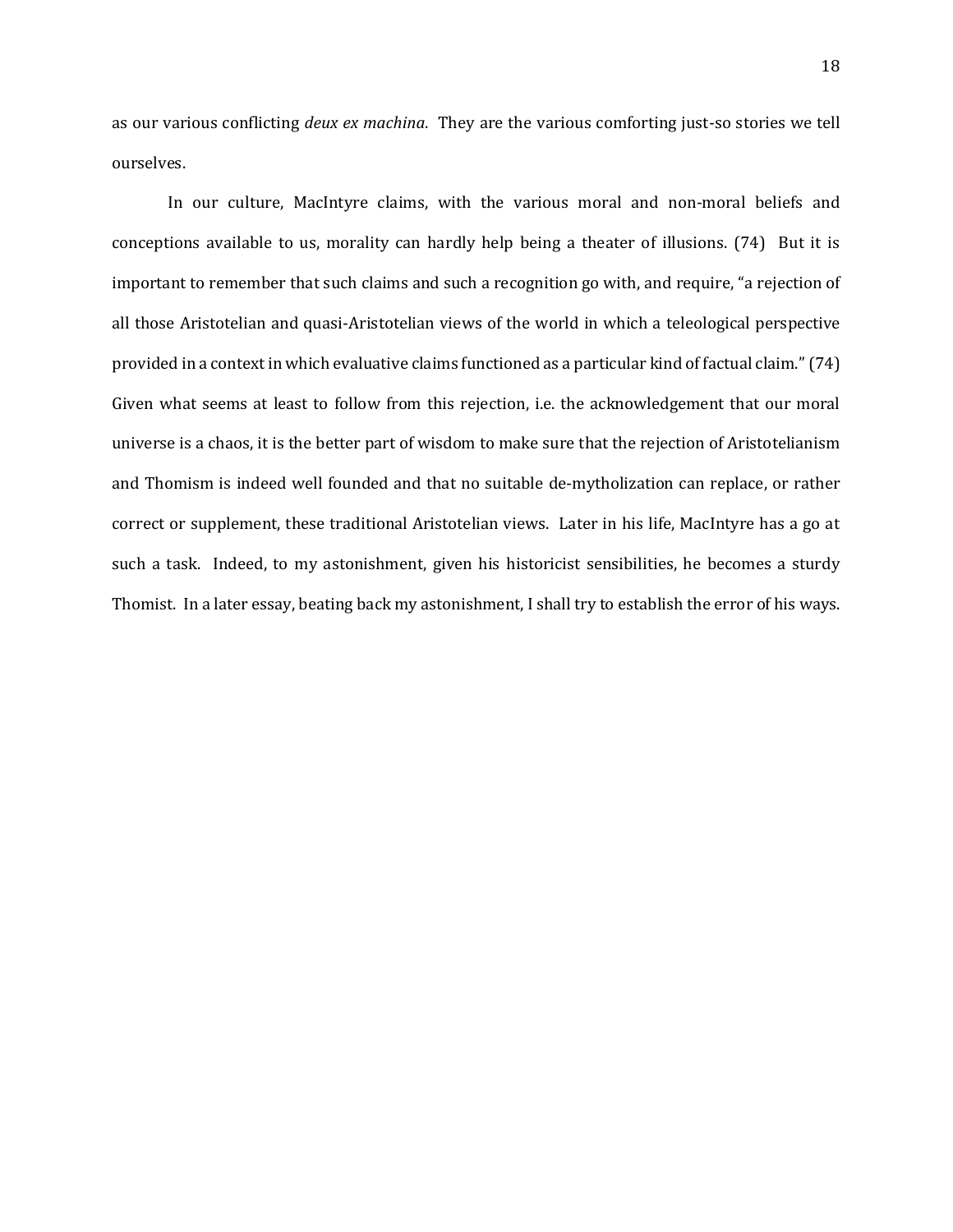as our various conflicting *deux ex machina*. They are the various comforting just-so stories we tell ourselves.

In our culture, MacIntyre claims, with the various moral and non-moral beliefs and conceptions available to us, morality can hardly help being a theater of illusions. (74) But it is important to remember that such claims and such a recognition go with, and require, "a rejection of all those Aristotelian and quasi-Aristotelian views of the world in which a teleological perspective provided in a context in which evaluative claims functioned as a particular kind of factual claim." (74) Given what seems at least to follow from this rejection, i.e. the acknowledgement that our moral universe is a chaos, it is the better part of wisdom to make sure that the rejection of Aristotelianism and Thomism is indeed well founded and that no suitable de-mytholization can replace, or rather correct or supplement, these traditional Aristotelian views. Later in his life, MacIntyre has a go at such a task. Indeed, to my astonishment, given his historicist sensibilities, he becomes a sturdy Thomist. In a later essay, beating back my astonishment, I shall try to establish the error of his ways.